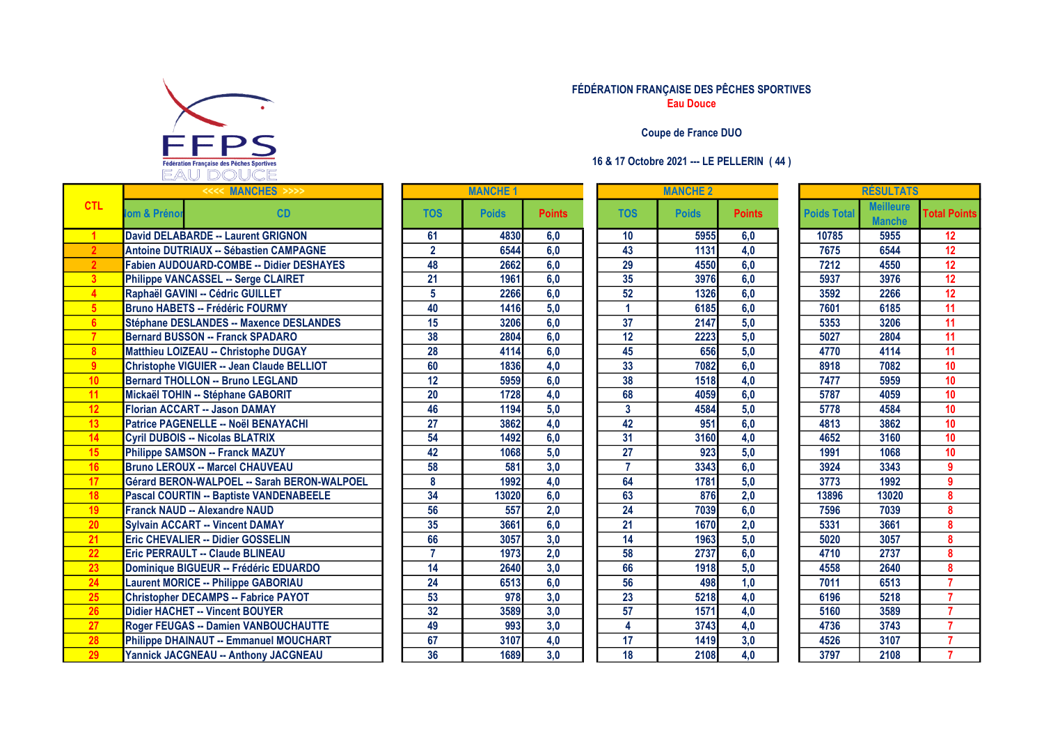FFPS
Fédération Française des Pêches Sportives
EAU DOUCE

**FÉDÉRATION FRANÇAISE DES PÊCHES SPORTIVES**
**Eau Douce**

**Coupe de France DUO**

**16 & 17 Octobre 2021 --- LE PELLERIN ( 44 )**

| CTL | <<<< MANCHES >>>> | | MANCHE 1 | | | MANCHE 2 | | | RÉSULTATS | | |
|---|---|---|---|---|---|---|---|---|---|---|---|
| | Nom & Prénom | CD | TOS | Poids | Points | TOS | Poids | Points | Poids Total | Meilleure Manche | Total Points |
| 1 | David DELABARDE -- Laurent GRIGNON | | 61 | 4830 | 6,0 | 10 | 5955 | 6,0 | 10785 | 5955 | 12 |
| 2 | Antoine DUTRIAUX -- Sébastien CAMPAGNE | | 2 | 6544 | 6,0 | 43 | 1131 | 4,0 | 7675 | 6544 | 12 |
| 2 | Fabien AUDOUARD-COMBE -- Didier DESHAYES | | 48 | 2662 | 6,0 | 29 | 4550 | 6,0 | 7212 | 4550 | 12 |
| 3 | Philippe VANCASSEL -- Serge CLAIRET | | 21 | 1961 | 6,0 | 35 | 3976 | 6,0 | 5937 | 3976 | 12 |
| 4 | Raphaël GAVINI -- Cédric GUILLET | | 5 | 2266 | 6,0 | 52 | 1326 | 6,0 | 3592 | 2266 | 12 |
| 5 | Bruno HABETS -- Frédéric FOURMY | | 40 | 1416 | 5,0 | 1 | 6185 | 6,0 | 7601 | 6185 | 11 |
| 6 | Stéphane DESLANDES -- Maxence DESLANDES | | 15 | 3206 | 6,0 | 37 | 2147 | 5,0 | 5353 | 3206 | 11 |
| 7 | Bernard BUSSON -- Franck SPADARO | | 38 | 2804 | 6,0 | 12 | 2223 | 5,0 | 5027 | 2804 | 11 |
| 8 | Matthieu LOIZEAU -- Christophe DUGAY | | 28 | 4114 | 6,0 | 45 | 656 | 5,0 | 4770 | 4114 | 11 |
| 9 | Christophe VIGUIER -- Jean Claude BELLIOT | | 60 | 1836 | 4,0 | 33 | 7082 | 6,0 | 8918 | 7082 | 10 |
| 10 | Bernard THOLLON -- Bruno LEGLAND | | 12 | 5959 | 6,0 | 38 | 1518 | 4,0 | 7477 | 5959 | 10 |
| 11 | Mickaël TOHIN -- Stéphane GABORIT | | 20 | 1728 | 4,0 | 68 | 4059 | 6,0 | 5787 | 4059 | 10 |
| 12 | Florian ACCART -- Jason DAMAY | | 46 | 1194 | 5,0 | 3 | 4584 | 5,0 | 5778 | 4584 | 10 |
| 13 | Patrice PAGENELLE -- Noël BENAYACHI | | 27 | 3862 | 4,0 | 42 | 951 | 6,0 | 4813 | 3862 | 10 |
| 14 | Cyril DUBOIS -- Nicolas BLATRIX | | 54 | 1492 | 6,0 | 31 | 3160 | 4,0 | 4652 | 3160 | 10 |
| 15 | Philippe SAMSON -- Franck MAZUY | | 42 | 1068 | 5,0 | 27 | 923 | 5,0 | 1991 | 1068 | 10 |
| 16 | Bruno LEROUX -- Marcel CHAUVEAU | | 58 | 581 | 3,0 | 7 | 3343 | 6,0 | 3924 | 3343 | 9 |
| 17 | Gérard BERON-WALPOEL -- Sarah BERON-WALPOEL | | 8 | 1992 | 4,0 | 64 | 1781 | 5,0 | 3773 | 1992 | 9 |
| 18 | Pascal COURTIN -- Baptiste VANDENABEELE | | 34 | 13020 | 6,0 | 63 | 876 | 2,0 | 13896 | 13020 | 8 |
| 19 | Franck NAUD -- Alexandre NAUD | | 56 | 557 | 2,0 | 24 | 7039 | 6,0 | 7596 | 7039 | 8 |
| 20 | Sylvain ACCART -- Vincent DAMAY | | 35 | 3661 | 6,0 | 21 | 1670 | 2,0 | 5331 | 3661 | 8 |
| 21 | Eric CHEVALIER -- Didier GOSSELIN | | 66 | 3057 | 3,0 | 14 | 1963 | 5,0 | 5020 | 3057 | 8 |
| 22 | Eric PERRAULT -- Claude BLINEAU | | 7 | 1973 | 2,0 | 58 | 2737 | 6,0 | 4710 | 2737 | 8 |
| 23 | Dominique BIGUEUR -- Frédéric EDUARDO | | 14 | 2640 | 3,0 | 66 | 1918 | 5,0 | 4558 | 2640 | 8 |
| 24 | Laurent MORICE -- Philippe GABORIAU | | 24 | 6513 | 6,0 | 56 | 498 | 1,0 | 7011 | 6513 | 7 |
| 25 | Christopher DECAMPS -- Fabrice PAYOT | | 53 | 978 | 3,0 | 23 | 5218 | 4,0 | 6196 | 5218 | 7 |
| 26 | Didier HACHET -- Vincent BOUYER | | 32 | 3589 | 3,0 | 57 | 1571 | 4,0 | 5160 | 3589 | 7 |
| 27 | Roger FEUGAS -- Damien VANBOUCHAUTTE | | 49 | 993 | 3,0 | 4 | 3743 | 4,0 | 4736 | 3743 | 7 |
| 28 | Philippe DHAINAUT -- Emmanuel MOUCHART | | 67 | 3107 | 4,0 | 17 | 1419 | 3,0 | 4526 | 3107 | 7 |
| 29 | Yannick JACGNEAU -- Anthony JACGNEAU | | 36 | 1689 | 3,0 | 18 | 2108 | 4,0 | 3797 | 2108 | 7 |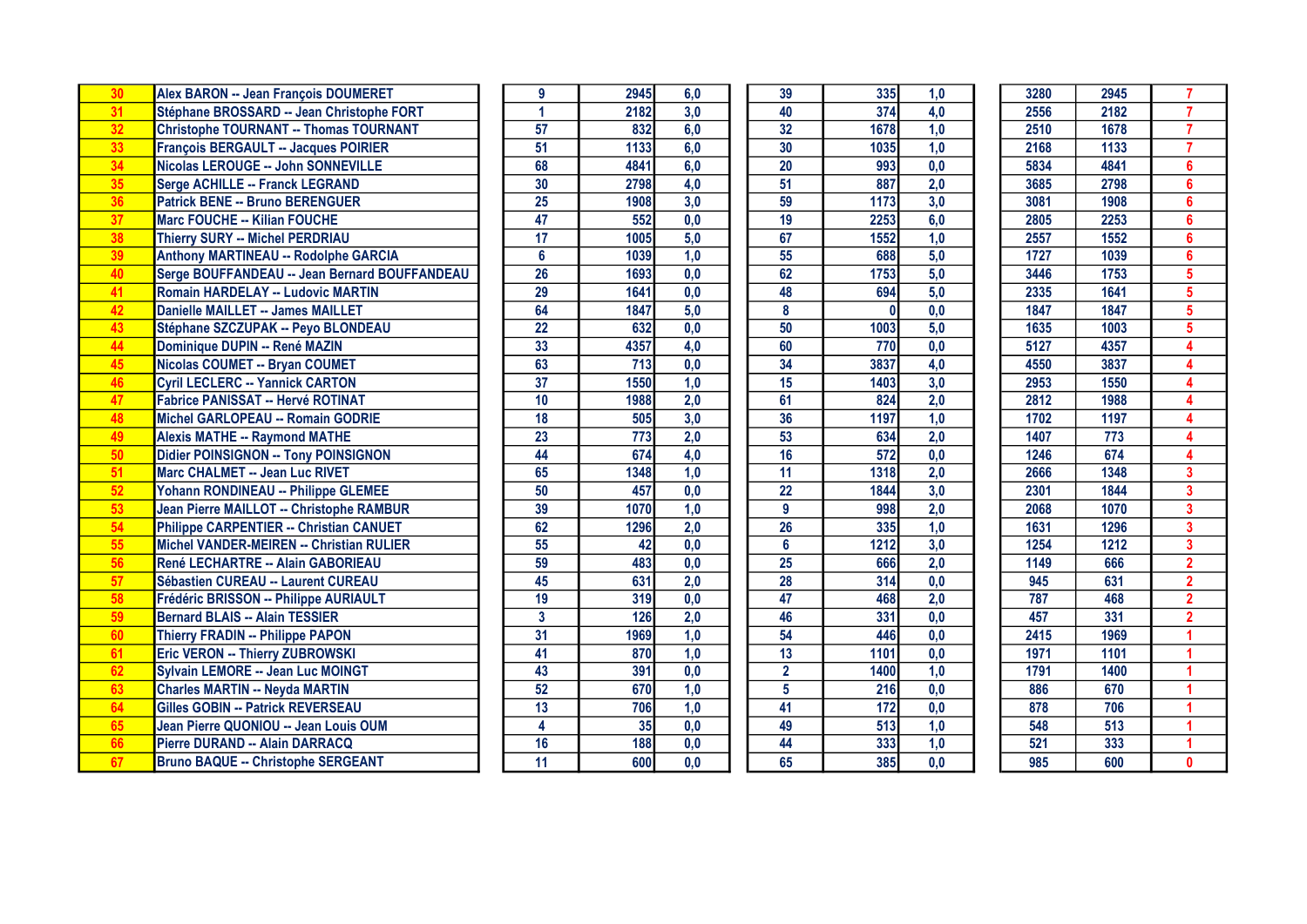| | | | | | | | | | | |
|---|---|---|---|---|---|---|---|---|---|---|
| 30 | Alex BARON -- Jean François DOUMERET | 9 | 2945 | 6,0 | 39 | 335 | 1,0 | 3280 | 2945 | 7 |
| 31 | Stéphane BROSSARD -- Jean Christophe FORT | 1 | 2182 | 3,0 | 40 | 374 | 4,0 | 2556 | 2182 | 7 |
| 32 | Christophe TOURNANT -- Thomas TOURNANT | 57 | 832 | 6,0 | 32 | 1678 | 1,0 | 2510 | 1678 | 7 |
| 33 | François BERGAULT -- Jacques POIRIER | 51 | 1133 | 6,0 | 30 | 1035 | 1,0 | 2168 | 1133 | 7 |
| 34 | Nicolas LEROUGE -- John SONNEVILLE | 68 | 4841 | 6,0 | 20 | 993 | 0,0 | 5834 | 4841 | 6 |
| 35 | Serge ACHILLE -- Franck LEGRAND | 30 | 2798 | 4,0 | 51 | 887 | 2,0 | 3685 | 2798 | 6 |
| 36 | Patrick BENE -- Bruno BERENGUER | 25 | 1908 | 3,0 | 59 | 1173 | 3,0 | 3081 | 1908 | 6 |
| 37 | Marc FOUCHE -- Kilian FOUCHE | 47 | 552 | 0,0 | 19 | 2253 | 6,0 | 2805 | 2253 | 6 |
| 38 | Thierry SURY -- Michel PERDRIAU | 17 | 1005 | 5,0 | 67 | 1552 | 1,0 | 2557 | 1552 | 6 |
| 39 | Anthony MARTINEAU -- Rodolphe GARCIA | 6 | 1039 | 1,0 | 55 | 688 | 5,0 | 1727 | 1039 | 6 |
| 40 | Serge BOUFFANDEAU -- Jean Bernard BOUFFANDEAU | 26 | 1693 | 0,0 | 62 | 1753 | 5,0 | 3446 | 1753 | 5 |
| 41 | Romain HARDELAY -- Ludovic MARTIN | 29 | 1641 | 0,0 | 48 | 694 | 5,0 | 2335 | 1641 | 5 |
| 42 | Danielle MAILLET -- James MAILLET | 64 | 1847 | 5,0 | 8 | 0 | 0,0 | 1847 | 1847 | 5 |
| 43 | Stéphane SZCZUPAK -- Peyo BLONDEAU | 22 | 632 | 0,0 | 50 | 1003 | 5,0 | 1635 | 1003 | 5 |
| 44 | Dominique DUPIN -- René MAZIN | 33 | 4357 | 4,0 | 60 | 770 | 0,0 | 5127 | 4357 | 4 |
| 45 | Nicolas COUMET -- Bryan COUMET | 63 | 713 | 0,0 | 34 | 3837 | 4,0 | 4550 | 3837 | 4 |
| 46 | Cyril LECLERC -- Yannick CARTON | 37 | 1550 | 1,0 | 15 | 1403 | 3,0 | 2953 | 1550 | 4 |
| 47 | Fabrice PANISSAT -- Hervé ROTINAT | 10 | 1988 | 2,0 | 61 | 824 | 2,0 | 2812 | 1988 | 4 |
| 48 | Michel GARLOPEAU -- Romain GODRIE | 18 | 505 | 3,0 | 36 | 1197 | 1,0 | 1702 | 1197 | 4 |
| 49 | Alexis MATHE -- Raymond MATHE | 23 | 773 | 2,0 | 53 | 634 | 2,0 | 1407 | 773 | 4 |
| 50 | Didier POINSIGNON -- Tony POINSIGNON | 44 | 674 | 4,0 | 16 | 572 | 0,0 | 1246 | 674 | 4 |
| 51 | Marc CHALMET -- Jean Luc RIVET | 65 | 1348 | 1,0 | 11 | 1318 | 2,0 | 2666 | 1348 | 3 |
| 52 | Yohann RONDINEAU -- Philippe GLEMEE | 50 | 457 | 0,0 | 22 | 1844 | 3,0 | 2301 | 1844 | 3 |
| 53 | Jean Pierre MAILLOT -- Christophe RAMBUR | 39 | 1070 | 1,0 | 9 | 998 | 2,0 | 2068 | 1070 | 3 |
| 54 | Philippe CARPENTIER -- Christian CANUET | 62 | 1296 | 2,0 | 26 | 335 | 1,0 | 1631 | 1296 | 3 |
| 55 | Michel VANDER-MEIREN -- Christian RULIER | 55 | 42 | 0,0 | 6 | 1212 | 3,0 | 1254 | 1212 | 3 |
| 56 | René LECHARTRE -- Alain GABORIEAU | 59 | 483 | 0,0 | 25 | 666 | 2,0 | 1149 | 666 | 2 |
| 57 | Sébastien CUREAU -- Laurent CUREAU | 45 | 631 | 2,0 | 28 | 314 | 0,0 | 945 | 631 | 2 |
| 58 | Frédéric BRISSON -- Philippe AURIAULT | 19 | 319 | 0,0 | 47 | 468 | 2,0 | 787 | 468 | 2 |
| 59 | Bernard BLAIS -- Alain TESSIER | 3 | 126 | 2,0 | 46 | 331 | 0,0 | 457 | 331 | 2 |
| 60 | Thierry FRADIN -- Philippe PAPON | 31 | 1969 | 1,0 | 54 | 446 | 0,0 | 2415 | 1969 | 1 |
| 61 | Eric VERON -- Thierry ZUBROWSKI | 41 | 870 | 1,0 | 13 | 1101 | 0,0 | 1971 | 1101 | 1 |
| 62 | Sylvain LEMORE -- Jean Luc MOINGT | 43 | 391 | 0,0 | 2 | 1400 | 1,0 | 1791 | 1400 | 1 |
| 63 | Charles MARTIN -- Neyda MARTIN | 52 | 670 | 1,0 | 5 | 216 | 0,0 | 886 | 670 | 1 |
| 64 | Gilles GOBIN -- Patrick REVERSEAU | 13 | 706 | 1,0 | 41 | 172 | 0,0 | 878 | 706 | 1 |
| 65 | Jean Pierre QUONIOU -- Jean Louis OUM | 4 | 35 | 0,0 | 49 | 513 | 1,0 | 548 | 513 | 1 |
| 66 | Pierre DURAND -- Alain DARRACQ | 16 | 188 | 0,0 | 44 | 333 | 1,0 | 521 | 333 | 1 |
| 67 | Bruno BAQUE -- Christophe SERGEANT | 11 | 600 | 0,0 | 65 | 385 | 0,0 | 985 | 600 | 0 |